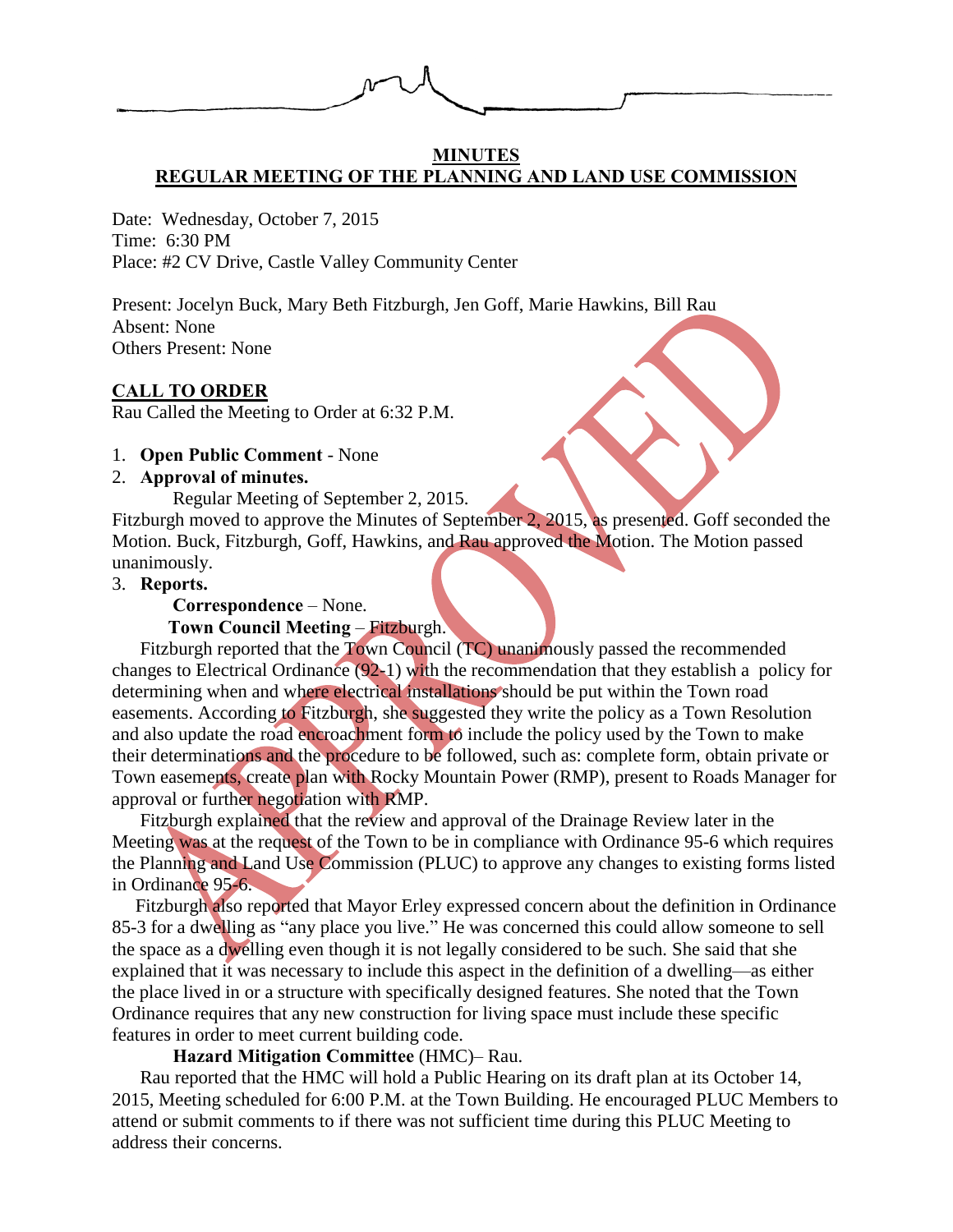**MINUTES**

**REGULAR MEETING OF THE PLANNING AND LAND USE COMMISSION**

Date: Wednesday, October 7, 2015
Time: 6:30 PM
Place: #2 CV Drive, Castle Valley Community Center

Present: Jocelyn Buck, Mary Beth Fitzburgh, Jen Goff, Marie Hawkins, Bill Rau
Absent: None
Others Present: None

**CALL TO ORDER**

Rau Called the Meeting to Order at 6:32 P.M.

1. **Open Public Comment** - None
2. **Approval of minutes.**

   Regular Meeting of September 2, 2015.

Fitzburgh moved to approve the Minutes of September 2, 2015, as presented. Goff seconded the Motion. Buck, Fitzburgh, Goff, Hawkins, and Rau approved the Motion. The Motion passed unanimously.

3. **Reports.**

   **Correspondence** – None.

   **Town Council Meeting** – Fitzburgh.

Fitzburgh reported that the Town Council (TC) unanimously passed the recommended changes to Electrical Ordinance (92-1) with the recommendation that they establish a policy for determining when and where electrical installations should be put within the Town road easements. According to Fitzburgh, she suggested they write the policy as a Town Resolution and also update the road encroachment form to include the policy used by the Town to make their determinations and the procedure to be followed, such as: complete form, obtain private or Town easements, create plan with Rocky Mountain Power (RMP), present to Roads Manager for approval or further negotiation with RMP.

Fitzburgh explained that the review and approval of the Drainage Review later in the Meeting was at the request of the Town to be in compliance with Ordinance 95-6 which requires the Planning and Land Use Commission (PLUC) to approve any changes to existing forms listed in Ordinance 95-6.

Fitzburgh also reported that Mayor Erley expressed concern about the definition in Ordinance 85-3 for a dwelling as "any place you live." He was concerned this could allow someone to sell the space as a dwelling even though it is not legally considered to be such. She said that she explained that it was necessary to include this aspect in the definition of a dwelling—as either the place lived in or a structure with specifically designed features. She noted that the Town Ordinance requires that any new construction for living space must include these specific features in order to meet current building code.

   **Hazard Mitigation Committee** (HMC)– Rau.

Rau reported that the HMC will hold a Public Hearing on its draft plan at its October 14, 2015, Meeting scheduled for 6:00 P.M. at the Town Building. He encouraged PLUC Members to attend or submit comments to if there was not sufficient time during this PLUC Meeting to address their concerns.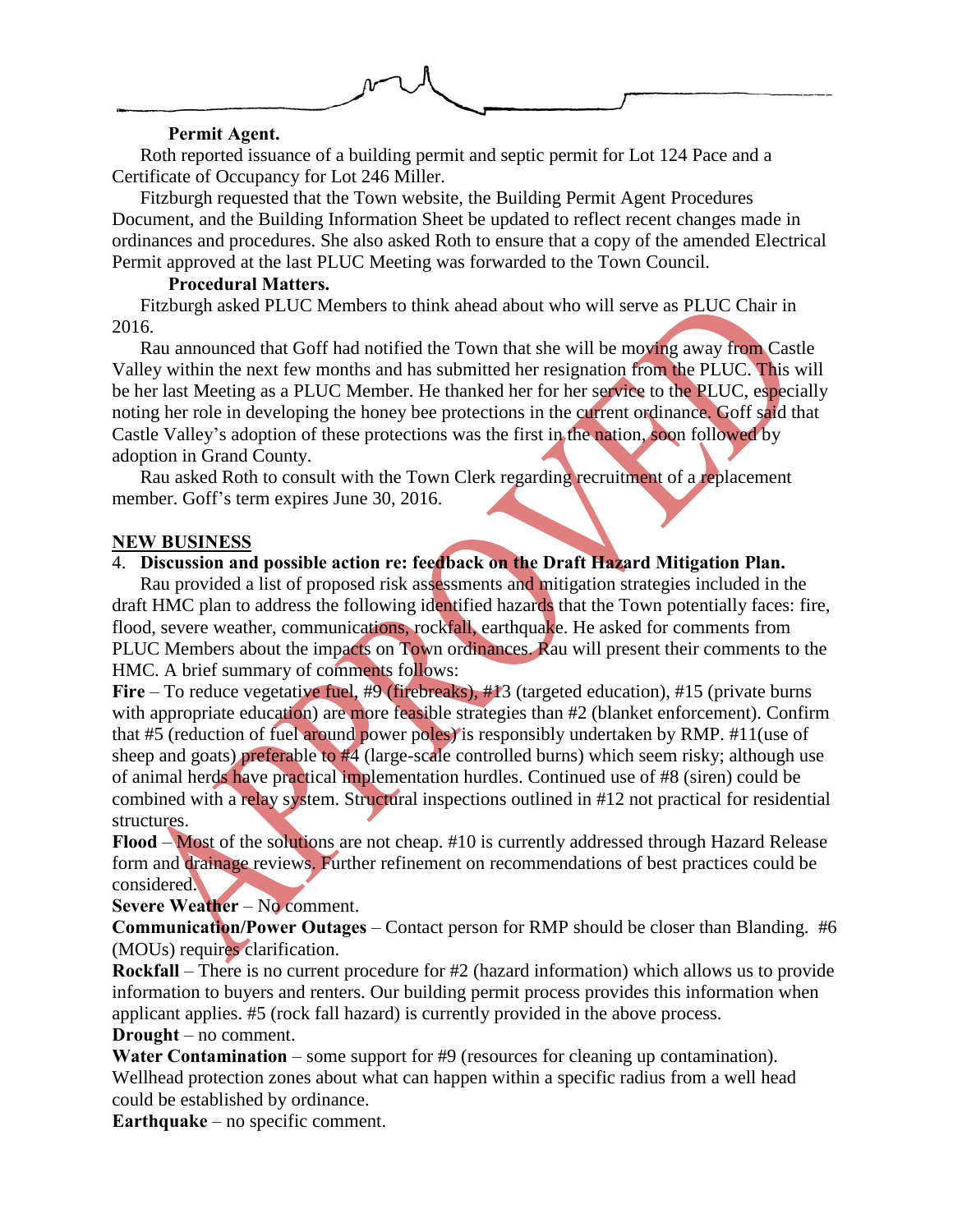**Permit Agent.**

Roth reported issuance of a building permit and septic permit for Lot 124 Pace and a Certificate of Occupancy for Lot 246 Miller.

Fitzburgh requested that the Town website, the Building Permit Agent Procedures Document, and the Building Information Sheet be updated to reflect recent changes made in ordinances and procedures. She also asked Roth to ensure that a copy of the amended Electrical Permit approved at the last PLUC Meeting was forwarded to the Town Council.

**Procedural Matters.**

Fitzburgh asked PLUC Members to think ahead about who will serve as PLUC Chair in 2016.

Rau announced that Goff had notified the Town that she will be moving away from Castle Valley within the next few months and has submitted her resignation from the PLUC. This will be her last Meeting as a PLUC Member. He thanked her for her service to the PLUC, especially noting her role in developing the honey bee protections in the current ordinance. Goff said that Castle Valley's adoption of these protections was the first in the nation, soon followed by adoption in Grand County.

Rau asked Roth to consult with the Town Clerk regarding recruitment of a replacement member. Goff's term expires June 30, 2016.

## NEW BUSINESS

4. **Discussion and possible action re: feedback on the Draft Hazard Mitigation Plan.**

Rau provided a list of proposed risk assessments and mitigation strategies included in the draft HMC plan to address the following identified hazards that the Town potentially faces: fire, flood, severe weather, communications, rockfall, earthquake. He asked for comments from PLUC Members about the impacts on Town ordinances. Rau will present their comments to the HMC. A brief summary of comments follows:

**Fire** – To reduce vegetative fuel, #9 (firebreaks), #13 (targeted education), #15 (private burns with appropriate education) are more feasible strategies than #2 (blanket enforcement). Confirm that #5 (reduction of fuel around power poles) is responsibly undertaken by RMP. #11(use of sheep and goats) preferable to #4 (large-scale controlled burns) which seem risky; although use of animal herds have practical implementation hurdles. Continued use of #8 (siren) could be combined with a relay system. Structural inspections outlined in #12 not practical for residential structures.

**Flood** – Most of the solutions are not cheap. #10 is currently addressed through Hazard Release form and drainage reviews. Further refinement on recommendations of best practices could be considered.

**Severe Weather** – No comment.

**Communication/Power Outages** – Contact person for RMP should be closer than Blanding. #6 (MOUs) requires clarification.

**Rockfall** – There is no current procedure for #2 (hazard information) which allows us to provide information to buyers and renters. Our building permit process provides this information when applicant applies. #5 (rock fall hazard) is currently provided in the above process.

**Drought** – no comment.

**Water Contamination** – some support for #9 (resources for cleaning up contamination). Wellhead protection zones about what can happen within a specific radius from a well head could be established by ordinance.

**Earthquake** – no specific comment.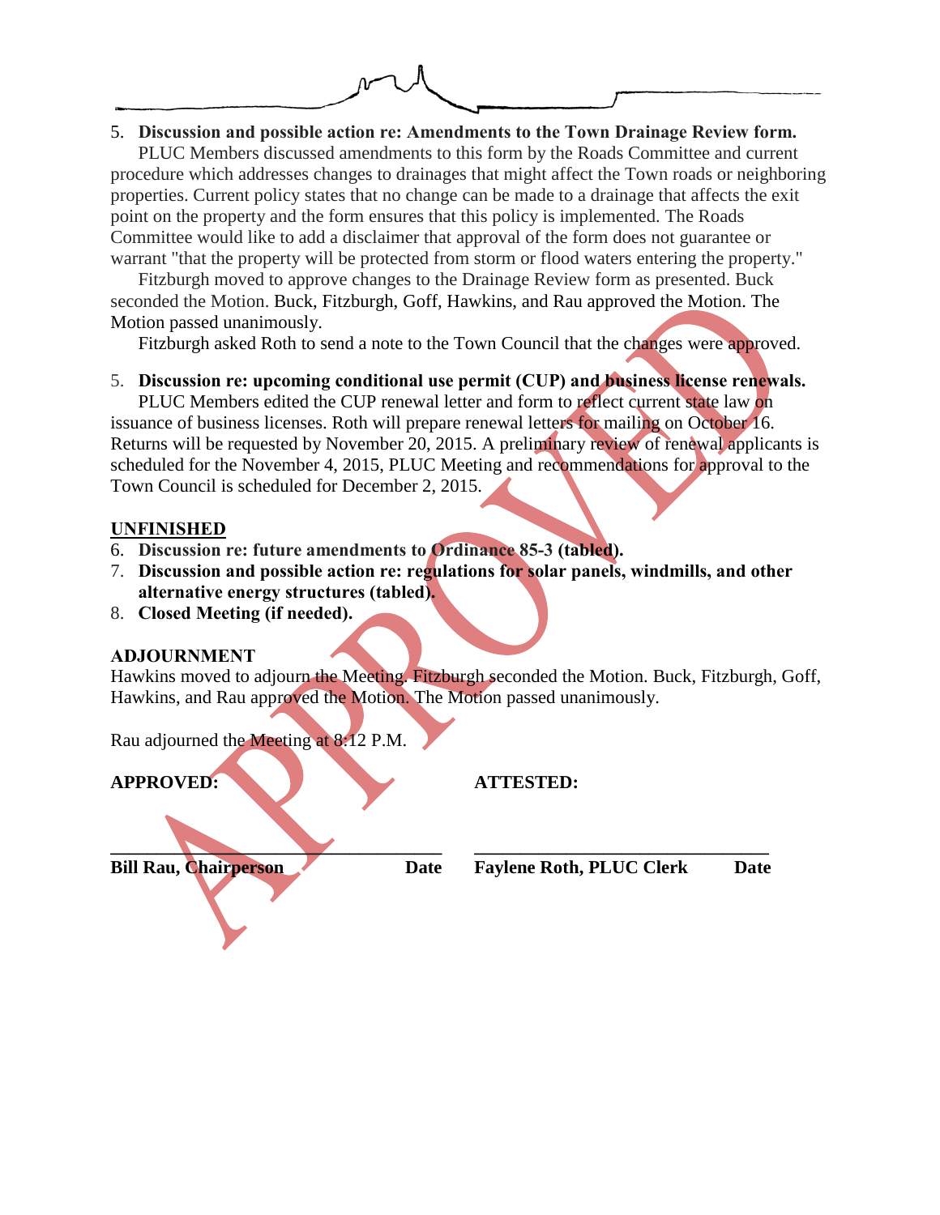5. **Discussion and possible action re: Amendments to the Town Drainage Review form.**
   PLUC Members discussed amendments to this form by the Roads Committee and current procedure which addresses changes to drainages that might affect the Town roads or neighboring properties. Current policy states that no change can be made to a drainage that affects the exit point on the property and the form ensures that this policy is implemented. The Roads Committee would like to add a disclaimer that approval of the form does not guarantee or warrant "that the property will be protected from storm or flood waters entering the property."
   Fitzburgh moved to approve changes to the Drainage Review form as presented. Buck seconded the Motion. Buck, Fitzburgh, Goff, Hawkins, and Rau approved the Motion. The Motion passed unanimously.
   Fitzburgh asked Roth to send a note to the Town Council that the changes were approved.

5. **Discussion re: upcoming conditional use permit (CUP) and business license renewals.**
   PLUC Members edited the CUP renewal letter and form to reflect current state law on issuance of business licenses. Roth will prepare renewal letters for mailing on October 16. Returns will be requested by November 20, 2015. A preliminary review of renewal applicants is scheduled for the November 4, 2015, PLUC Meeting and recommendations for approval to the Town Council is scheduled for December 2, 2015.

**UNFINISHED**

6. **Discussion re: future amendments to Ordinance 85-3 (tabled).**
7. **Discussion and possible action re: regulations for solar panels, windmills, and other alternative energy structures (tabled).**
8. **Closed Meeting (if needed).**

**ADJOURNMENT**

Hawkins moved to adjourn the Meeting. Fitzburgh seconded the Motion. Buck, Fitzburgh, Goff, Hawkins, and Rau approved the Motion. The Motion passed unanimously.

Rau adjourned the Meeting at 8:12 P.M.

APPROVED

**APPROVED:** **ATTESTED:**

_________________________________ _________________________________

**Bill Rau, Chairperson Date** **Faylene Roth, PLUC Clerk Date**